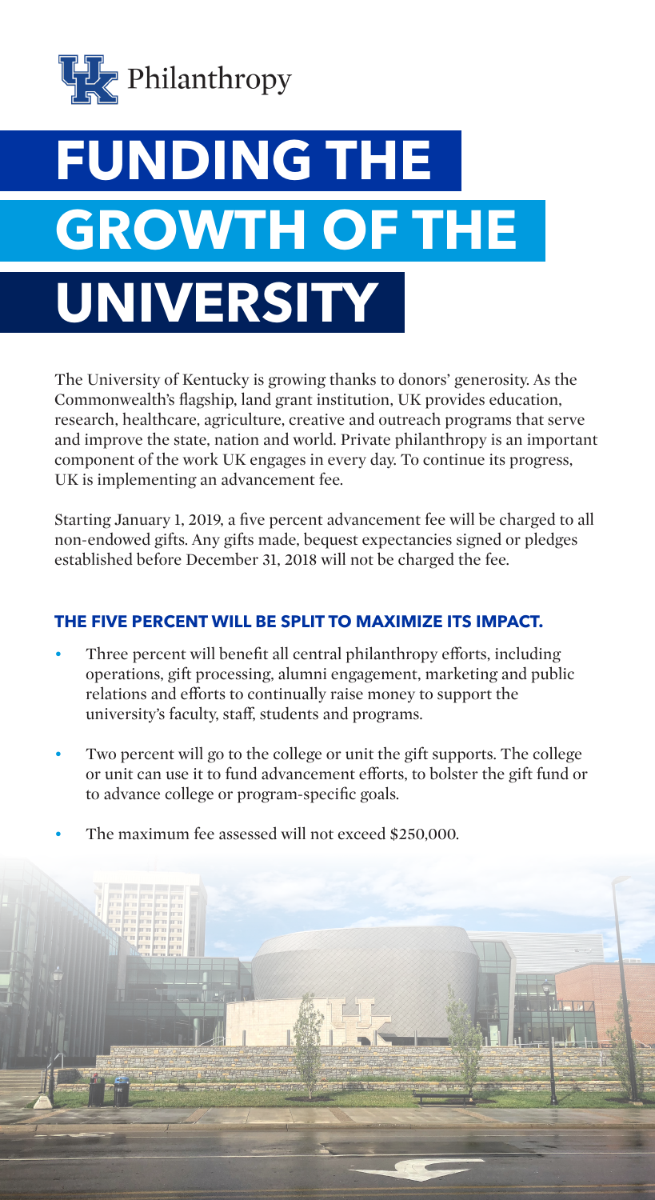UK Philanthropy

# FUNDING THE GROWTH OF THE UNIVERSITY

The University of Kentucky is growing thanks to donors' generosity. As the Commonwealth's flagship, land grant institution, UK provides education, research, healthcare, agriculture, creative and outreach programs that serve and improve the state, nation and world. Private philanthropy is an important component of the work UK engages in every day. To continue its progress, UK is implementing an advancement fee.

Starting January 1, 2019, a five percent advancement fee will be charged to all non-endowed gifts. Any gifts made, bequest expectancies signed or pledges established before December 31, 2018 will not be charged the fee.

### THE FIVE PERCENT WILL BE SPLIT TO MAXIMIZE ITS IMPACT.

- Three percent will benefit all central philanthropy efforts, including operations, gift processing, alumni engagement, marketing and public relations and efforts to continually raise money to support the university's faculty, staff, students and programs.
- Two percent will go to the college or unit the gift supports. The college or unit can use it to fund advancement efforts, to bolster the gift fund or to advance college or program-specific goals.
- The maximum fee assessed will not exceed $250,000.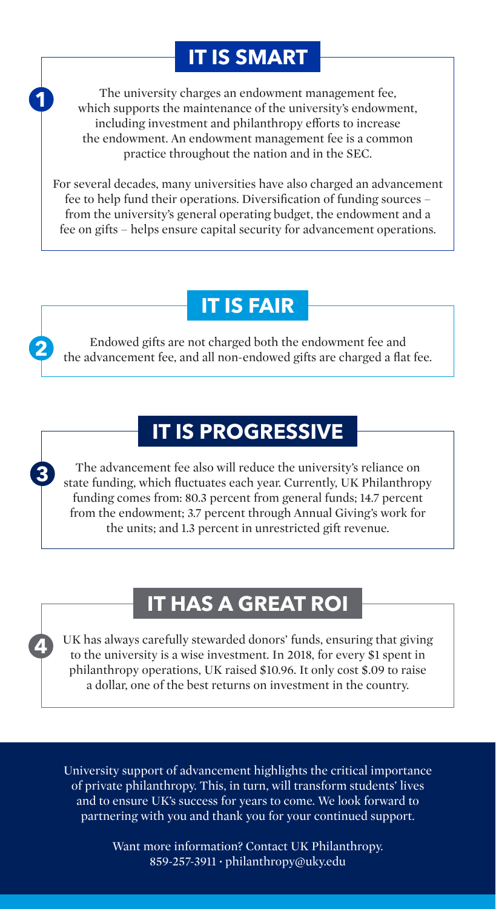## IT IS SMART

1

The university charges an endowment management fee, which supports the maintenance of the university's endowment, including investment and philanthropy efforts to increase the endowment. An endowment management fee is a common practice throughout the nation and in the SEC.

For several decades, many universities have also charged an advancement fee to help fund their operations. Diversification of funding sources – from the university's general operating budget, the endowment and a fee on gifts – helps ensure capital security for advancement operations.

## IT IS FAIR

2

Endowed gifts are not charged both the endowment fee and the advancement fee, and all non-endowed gifts are charged a flat fee.

## IT IS PROGRESSIVE

3

The advancement fee also will reduce the university's reliance on state funding, which fluctuates each year. Currently, UK Philanthropy funding comes from: 80.3 percent from general funds; 14.7 percent from the endowment; 3.7 percent through Annual Giving's work for the units; and 1.3 percent in unrestricted gift revenue.

## IT HAS A GREAT ROI

4

UK has always carefully stewarded donors' funds, ensuring that giving to the university is a wise investment. In 2018, for every $1 spent in philanthropy operations, UK raised $10.96. It only cost $.09 to raise a dollar, one of the best returns on investment in the country.

University support of advancement highlights the critical importance of private philanthropy. This, in turn, will transform students' lives and to ensure UK's success for years to come. We look forward to partnering with you and thank you for your continued support.

Want more information? Contact UK Philanthropy.
859-257-3911 • philanthropy@uky.edu